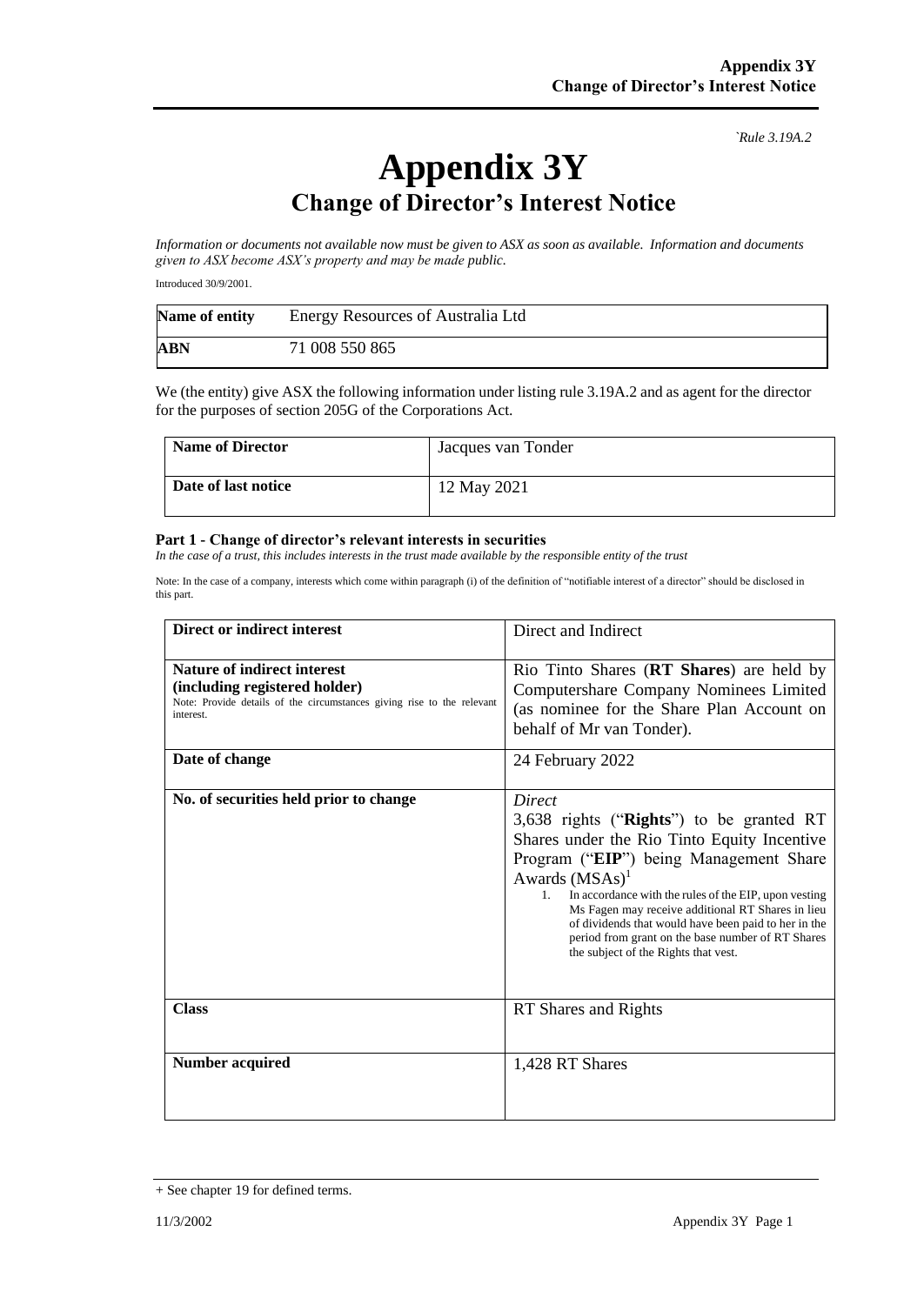`Rule 3.19A.2

# Appendix 3Y
## Change of Director's Interest Notice

*Information or documents not available now must be given to ASX as soon as available. Information and documents given to ASX become ASX's property and may be made public.*

Introduced 30/9/2001.

| **Name of entity** | Energy Resources of Australia Ltd |
|---|---|
| **ABN** | 71 008 550 865 |

We (the entity) give ASX the following information under listing rule 3.19A.2 and as agent for the director for the purposes of section 205G of the Corporations Act.

| **Name of Director** | Jacques van Tonder |
|---|---|
| **Date of last notice** | 12 May 2021 |

#### Part 1 - Change of director's relevant interests in securities

*In the case of a trust, this includes interests in the trust made available by the responsible entity of the trust*

Note: In the case of a company, interests which come within paragraph (i) of the definition of "notifiable interest of a director" should be disclosed in this part.

| **Direct or indirect interest** | Direct and Indirect |
|---|---|
| **Nature of indirect interest (including registered holder)**<br>Note: Provide details of the circumstances giving rise to the relevant interest. | Rio Tinto Shares (**RT Shares**) are held by Computershare Company Nominees Limited (as nominee for the Share Plan Account on behalf of Mr van Tonder). |
| **Date of change** | 24 February 2022 |
| **No. of securities held prior to change** | *Direct*<br>3,638 rights ("**Rights**") to be granted RT Shares under the Rio Tinto Equity Incentive Program ("**EIP**") being Management Share Awards (MSAs)[1]<br>1. In accordance with the rules of the EIP, upon vesting Ms Fagen may receive additional RT Shares in lieu of dividends that would have been paid to her in the period from grant on the base number of RT Shares the subject of the Rights that vest. |
| **Class** | RT Shares and Rights |
| **Number acquired** | 1,428 RT Shares |

+ See chapter 19 for defined terms.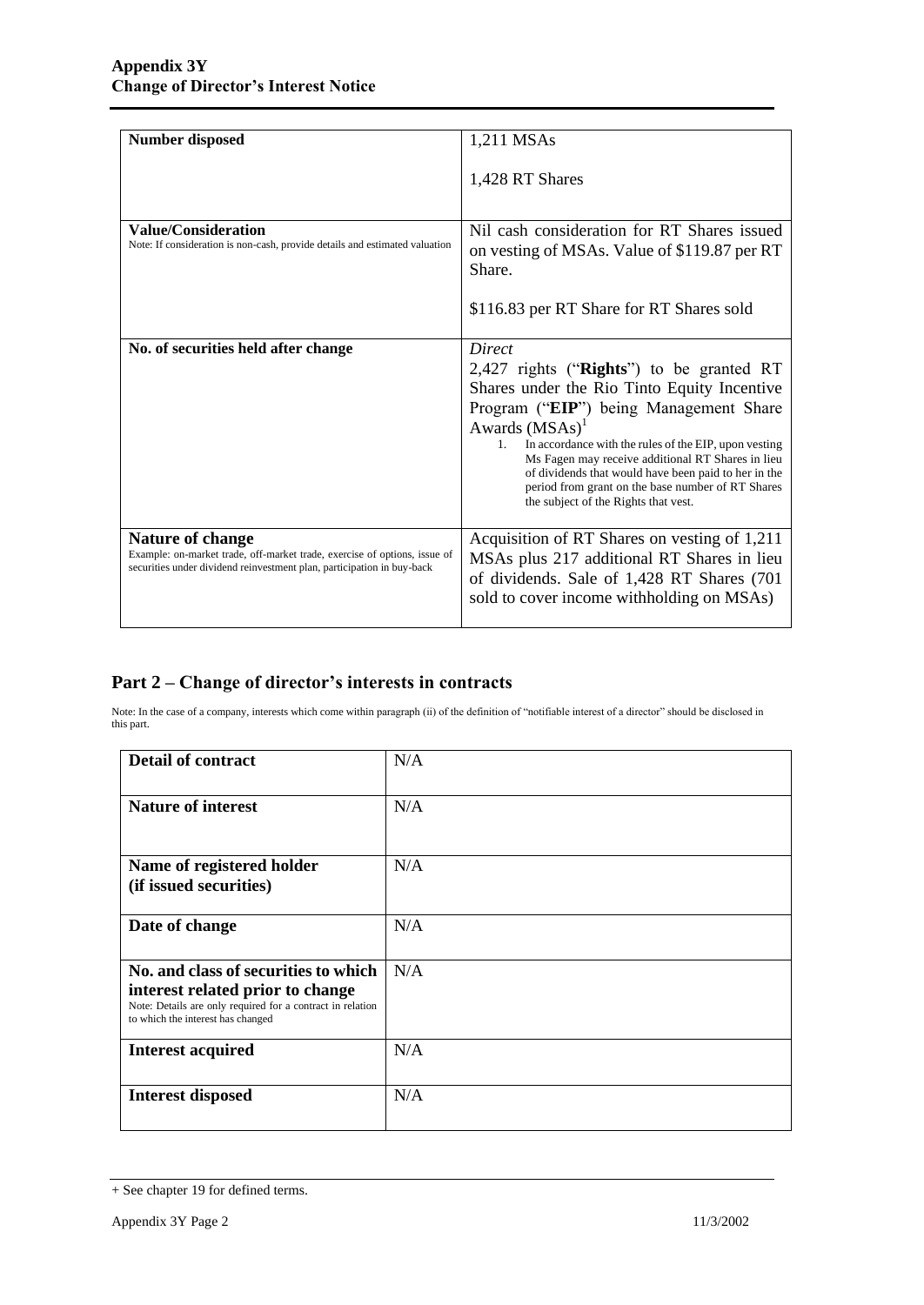| Number disposed | 1,211 MSAs<br><br>1,428 RT Shares |
|---|---|
| **Value/Consideration**<br>Note: If consideration is non-cash, provide details and estimated valuation | Nil cash consideration for RT Shares issued on vesting of MSAs. Value of $119.87 per RT Share.<br><br>$116.83 per RT Share for RT Shares sold |
| **No. of securities held after change** | *Direct*<br>2,427 rights ("**Rights**") to be granted RT Shares under the Rio Tinto Equity Incentive Program ("**EIP**") being Management Share Awards (MSAs)[1]<br>1. In accordance with the rules of the EIP, upon vesting Ms Fagen may receive additional RT Shares in lieu of dividends that would have been paid to her in the period from grant on the base number of RT Shares the subject of the Rights that vest. |
| **Nature of change**<br>Example: on-market trade, off-market trade, exercise of options, issue of securities under dividend reinvestment plan, participation in buy-back | Acquisition of RT Shares on vesting of 1,211 MSAs plus 217 additional RT Shares in lieu of dividends. Sale of 1,428 RT Shares (701 sold to cover income withholding on MSAs) |

## Part 2 – Change of director's interests in contracts

Note: In the case of a company, interests which come within paragraph (ii) of the definition of "notifiable interest of a director" should be disclosed in this part.

| Detail of contract | N/A |
|---|---|
| **Nature of interest** | N/A |
| **Name of registered holder (if issued securities)** | N/A |
| **Date of change** | N/A |
| **No. and class of securities to which interest related prior to change**<br>Note: Details are only required for a contract in relation to which the interest has changed | N/A |
| **Interest acquired** | N/A |
| **Interest disposed** | N/A |

+ See chapter 19 for defined terms.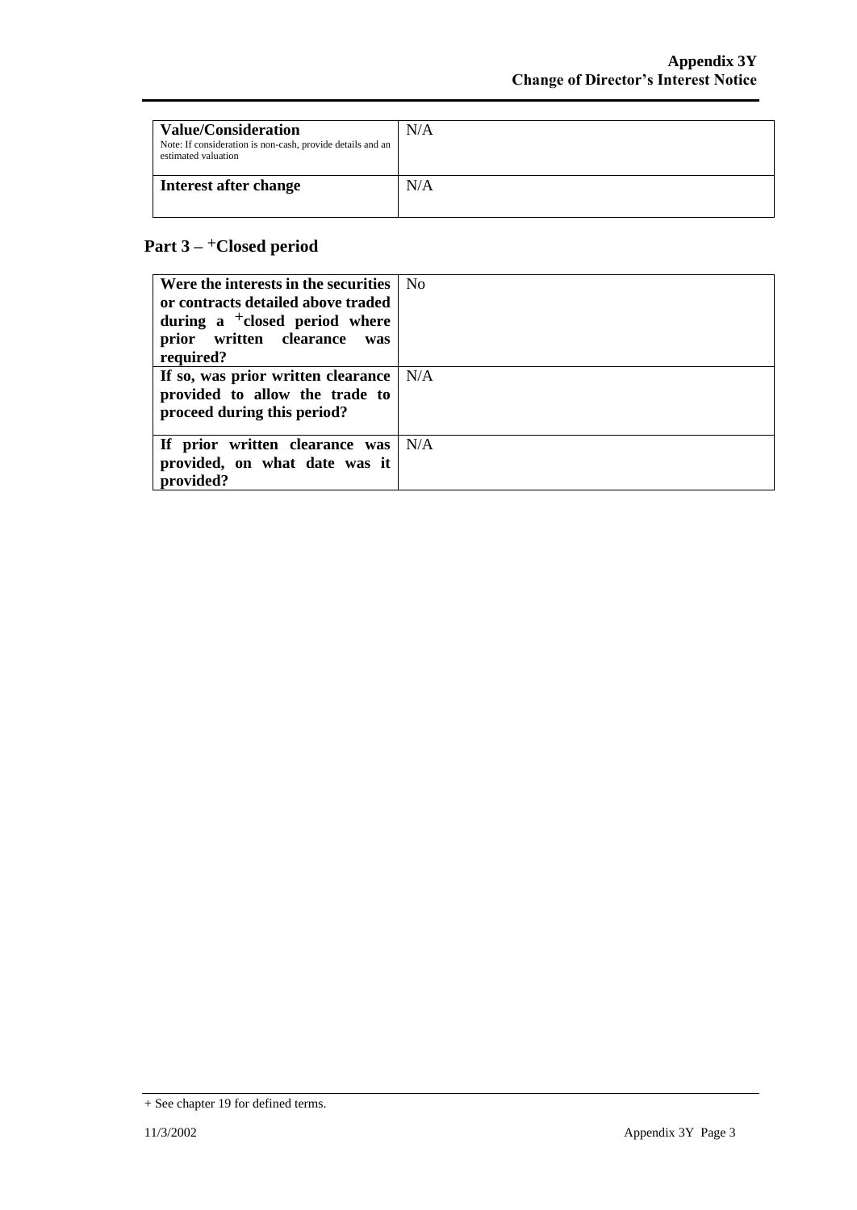| | |
|---|---|
| **Value/Consideration**<br>Note: If consideration is non-cash, provide details and an estimated valuation | N/A |
| **Interest after change** | N/A |

## Part 3 – +Closed period

| | |
|---|---|
| **Were the interests in the securities or contracts detailed above traded during a +closed period where prior written clearance was required?** | No |
| **If so, was prior written clearance provided to allow the trade to proceed during this period?** | N/A |
| **If prior written clearance was provided, on what date was it provided?** | N/A |

+ See chapter 19 for defined terms.